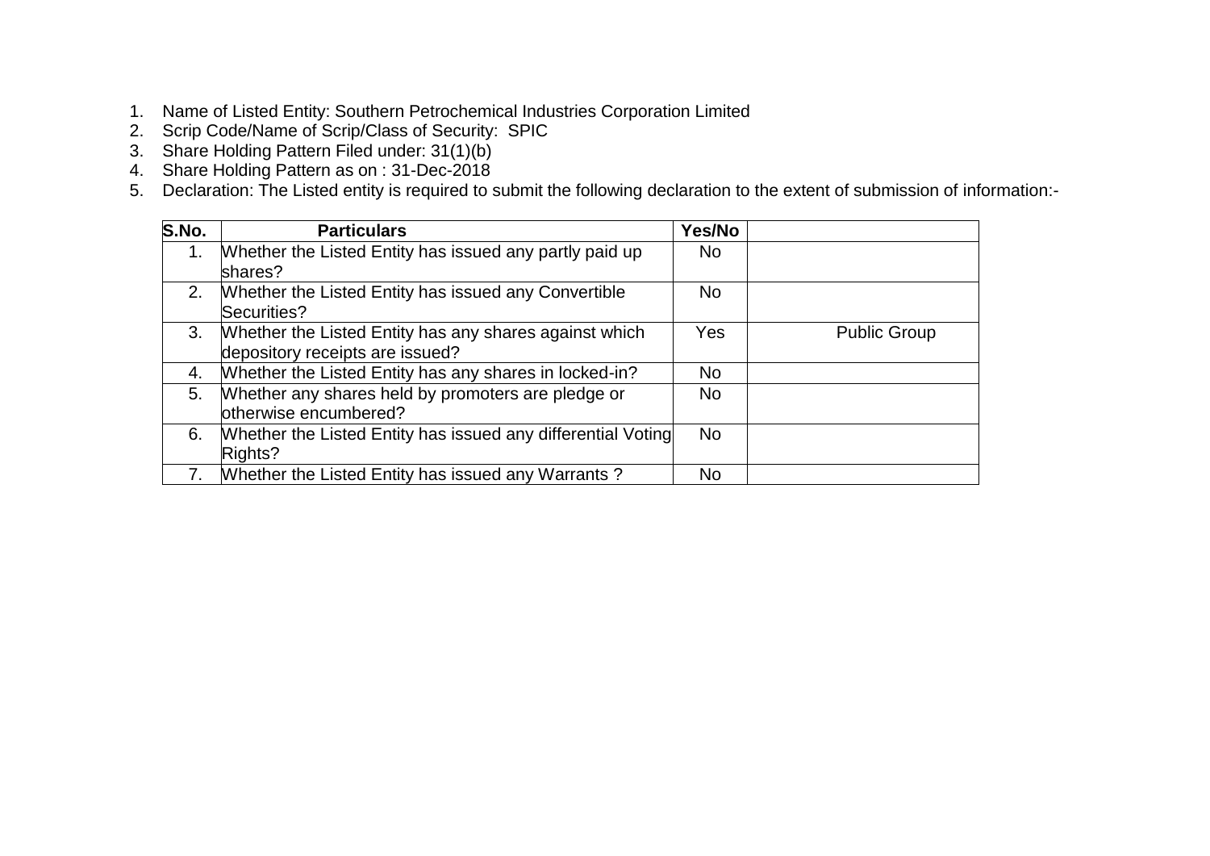1. Name of Listed Entity: Southern Petrochemical Industries Corporation Limited
2. Scrip Code/Name of Scrip/Class of Security: SPIC
3. Share Holding Pattern Filed under: 31(1)(b)
4. Share Holding Pattern as on : 31-Dec-2018
5. Declaration: The Listed entity is required to submit the following declaration to the extent of submission of information:-

| S.No. | Particulars | Yes/No | |
|---|---|---|---|
| 1. | Whether the Listed Entity has issued any partly paid up shares? | No | |
| 2. | Whether the Listed Entity has issued any Convertible Securities? | No | |
| 3. | Whether the Listed Entity has any shares against which depository receipts are issued? | Yes | Public Group |
| 4. | Whether the Listed Entity has any shares in locked-in? | No | |
| 5. | Whether any shares held by promoters are pledge or otherwise encumbered? | No | |
| 6. | Whether the Listed Entity has issued any differential Voting Rights? | No | |
| 7. | Whether the Listed Entity has issued any Warrants ? | No | |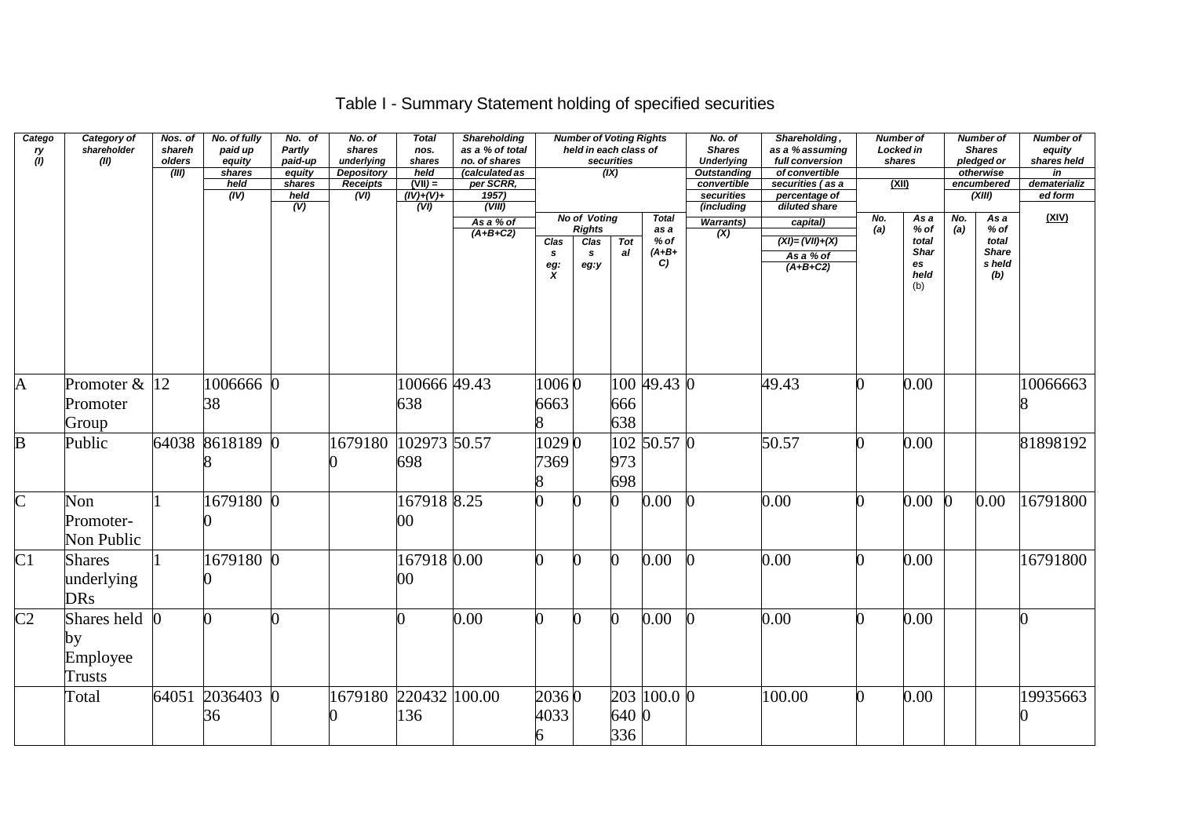# Table I - Summary Statement holding of specified securities

| Category (I) | Category of shareholder (II) | Nos. of shareholders (III) | No. of fully paid up equity shares held (IV) | No. of Partly paid-up equity shares held (V) | No. of shares underlying Depository Receipts (VI) | Total nos. shares held (VII) = (IV)+(V)+ (VI) | Shareholding as a % of total no. of shares (calculated as per SCRR, 1957) (VIII) As a % of (A+B+C2) | Number of Voting Rights held in each class of securities (IX) | | | | No. of Shares Underlying Outstanding convertible securities (including Warrants) (X) | Shareholding , as a % assuming full conversion of convertible securities ( as a percentage of diluted share capital) (XI)= (VII)+(X) As a % of (A+B+C2) | Number of Locked in shares (XII) | | Number of Shares pledged or otherwise encumbered (XIII) | | Number of equity shares held in dematerialized form (XIV) |
|---|---|---|---|---|---|---|---|---|---|---|---|---|---|---|---|---|---|---|
| | | | | | | | | No of Voting Rights | | | Total as a % of (A+B+C) | | | No. (a) | As a % of total Shares held (b) | No. (a) | As a % of total Shares held (b) | |
| | | | | | | | | Class eg: X | Class eg:y | Total | | | | | | | | |
| A | Promoter & Promoter Group | 12 | 100666638 | 0 | | 100666638 | 49.43 | 100666638 | 0 | 100666638 | 49.43 | 0 | 49.43 | 0 | 0.00 | | | 100666638 |
| B | Public | 64038 | 86181898 | 0 | 16791800 | 102973698 | 50.57 | 102973698 | 0 | 102973698 | 50.57 | 0 | 50.57 | 0 | 0.00 | | | 81898192 |
| C | Non Promoter-Non Public | 1 | 16791800 | 0 | | 16791800 | 8.25 | 0 | 0 | 0 | 0.00 | 0 | 0.00 | 0 | 0.00 | 0 | 0.00 | 16791800 |
| C1 | Shares underlying DRs | 1 | 16791800 | 0 | | 16791800 | 0.00 | 0 | 0 | 0 | 0.00 | 0 | 0.00 | 0 | 0.00 | | | 16791800 |
| C2 | Shares held by Employee Trusts | 0 | 0 | 0 | | 0 | 0.00 | 0 | 0 | 0 | 0.00 | 0 | 0.00 | 0 | 0.00 | | | 0 |
| | Total | 64051 | 203640336 | 0 | 16791800 | 220432136 | 100.00 | 203640336 | 0 | 203640336 | 100.00 | 0 | 100.00 | 0 | 0.00 | | | 199356630 |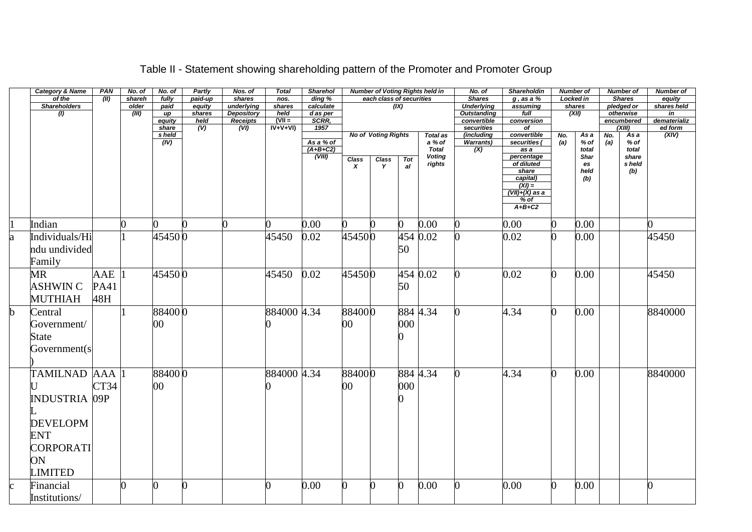# Table II - Statement showing shareholding pattern of the Promoter and Promoter Group

| | Category & Name of the Shareholders (I) | PAN (II) | No. of shareholder (III) | No. of fully paid up equity share s held (IV) | Partly paid-up equity shares held (V) | Nos. of shares underlying Depository Receipts (VI) | Total nos. shares held (VII = IV+V+VI) | Shareholding % calculated as per SCRR, 1957 As a % of (A+B+C2) (VIII) | Number of Voting Rights held in each class of securities (IX) | | | | No. of Shares Underlying Outstanding convertible securities (including Warrants) (X) | Shareholding , as a % assuming full conversion of convertible securities ( as a percentage of diluted share capital) (XI) = (VII)+(X) as a % of A+B+C2 | Number of Locked in shares (XII) | | Number of Shares pledged or otherwise encumbered (XIII) | | Number of equity shares held in dematerialized form (XIV) |
|---|---|---|---|---|---|---|---|---|---|---|---|---|---|---|---|---|---|---|---|
| | | | | | | | | | No of Voting Rights | | | Total as a % of Total Voting rights | | | No. (a) | As a % of total Shares held (b) | No. (a) | As a % of total shares held (b) | |
| | | | | | | | | | Class X | Class Y | Total | | | | | | | | |
| 1 | Indian | | 0 | 0 | 0 | 0 | 0 | 0.00 | 0 | 0 | 0 | 0.00 | 0 | 0.00 | 0 | 0.00 | | | 0 |
| a | Individuals/Hindu undivided Family | | 1 | 45450 | 0 | | 45450 | 0.02 | 45450 | 0 | 45450 | 0.02 | 0 | 0.02 | 0 | 0.00 | | | 45450 |
| | MR ASHWIN C MUTHIAH | AAEPA4148H | 1 | 45450 | 0 | | 45450 | 0.02 | 45450 | 0 | 45450 | 0.02 | 0 | 0.02 | 0 | 0.00 | | | 45450 |
| b | Central Government/ State Government(s) | | 1 | 8840000 | 0 | | 8840000 | 4.34 | 8840000 | 0 | 8840000 | 4.34 | 0 | 4.34 | 0 | 0.00 | | | 8840000 |
| | TAMILNADU INDUSTRIAL DEVELOPMENT CORPORATION LIMITED | AAACT3409P | 1 | 8840000 | 0 | | 8840000 | 4.34 | 8840000 | 0 | 8840000 | 4.34 | 0 | 4.34 | 0 | 0.00 | | | 8840000 |
| c | Financial Institutions/ | | 0 | 0 | 0 | | 0 | 0.00 | 0 | 0 | 0 | 0.00 | 0 | 0.00 | 0 | 0.00 | | | 0 |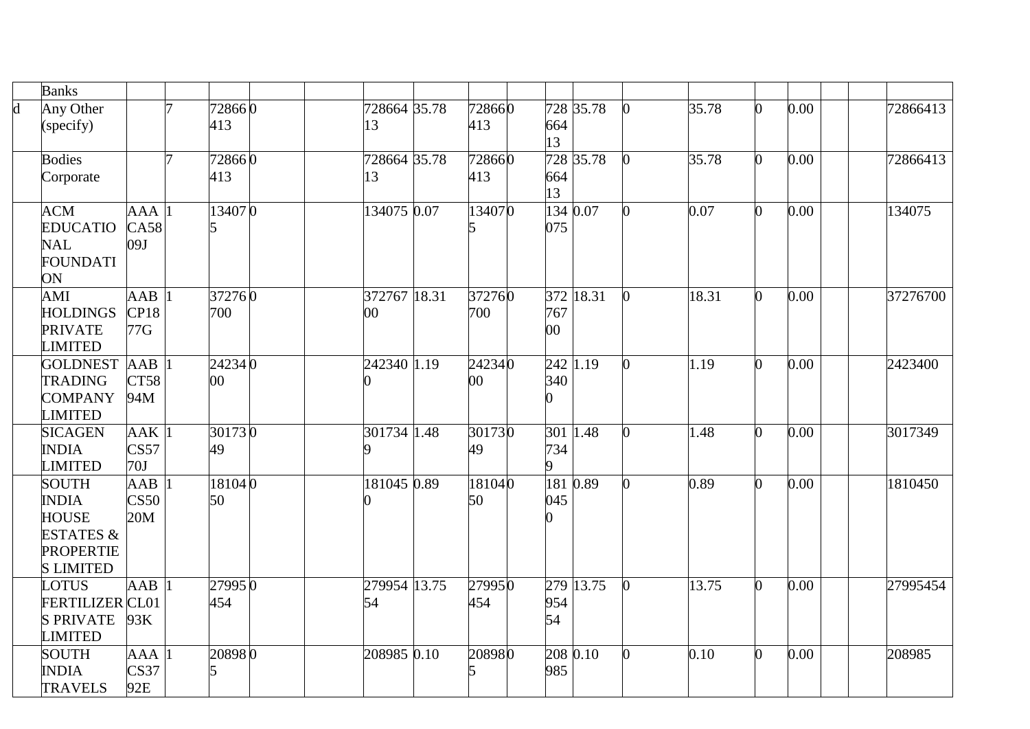| | | | | | | | | | | | | | | | | | | | |
|---|---|---|---|---|---|---|---|---|---|---|---|---|---|---|---|---|---|---|---|
| | Banks | | | | | | | | | | | | | | | | | | |
| d | Any Other (specify) | | 7 | 72866413 | 0 | | 72866413 | 35.78 | 72866413 | 0 | 72866413 | 35.78 | 0 | 35.78 | 0 | 0.00 | | | 72866413 |
| | Bodies Corporate | | 7 | 72866413 | 0 | | 72866413 | 35.78 | 72866413 | 0 | 72866413 | 35.78 | 0 | 35.78 | 0 | 0.00 | | | 72866413 |
| | ACM EDUCATIONAL FOUNDATION | AAACA5809J | 1 | 134075 | 0 | | 134075 | 0.07 | 134075 | 0 | 134075 | 0.07 | 0 | 0.07 | 0 | 0.00 | | | 134075 |
| | AMI HOLDINGS PRIVATE LIMITED | AABCP1877G | 1 | 37276700 | 0 | | 37276700 | 18.31 | 37276700 | 0 | 37276700 | 18.31 | 0 | 18.31 | 0 | 0.00 | | | 37276700 |
| | GOLDNEST TRADING COMPANY LIMITED | AABCT5894M | 1 | 2423400 | 0 | | 2423400 | 1.19 | 2423400 | 0 | 2423400 | 1.19 | 0 | 1.19 | 0 | 0.00 | | | 2423400 |
| | SICAGEN INDIA LIMITED | AAKCS5770J | 1 | 3017349 | 0 | | 3017349 | 1.48 | 3017349 | 0 | 3017349 | 1.48 | 0 | 1.48 | 0 | 0.00 | | | 3017349 |
| | SOUTH INDIA HOUSE ESTATES & PROPERTIES LIMITED | AABCS5020M | 1 | 1810450 | 0 | | 1810450 | 0.89 | 1810450 | 0 | 1810450 | 0.89 | 0 | 0.89 | 0 | 0.00 | | | 1810450 |
| | LOTUS FERTILIZERS PRIVATE LIMITED | AABCL0193K | 1 | 27995454 | 0 | | 27995454 | 13.75 | 27995454 | 0 | 27995454 | 13.75 | 0 | 13.75 | 0 | 0.00 | | | 27995454 |
| | SOUTH INDIA TRAVELS | AAACS3792E | 1 | 208985 | 0 | | 208985 | 0.10 | 208985 | 0 | 208985 | 0.10 | 0 | 0.10 | 0 | 0.00 | | | 208985 |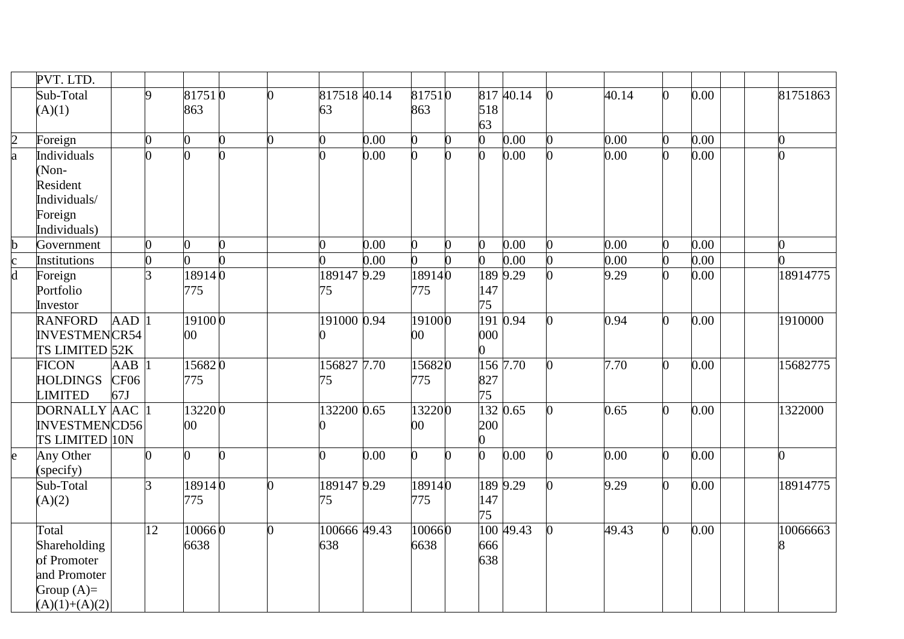| | PVT. LTD. | | | | | | | | | | | | | | | | | | |
|---|---|---|---|---|---|---|---|---|---|---|---|---|---|---|---|---|---|---|---|
| | Sub-Total (A)(1) | | 9 | 81751863 | 0 | 0 | 81751863 | 40.14 | 81751863 | 0 | 81751863 | 40.14 | 0 | 40.14 | 0 | 0.00 | | | 81751863 |
| 2 | Foreign | | 0 | 0 | 0 | 0 | 0 | 0.00 | 0 | 0 | 0 | 0.00 | 0 | 0.00 | 0 | 0.00 | | | 0 |
| a | Individuals (Non-Resident Individuals/ Foreign Individuals) | | 0 | 0 | 0 | | 0 | 0.00 | 0 | 0 | 0 | 0.00 | 0 | 0.00 | 0 | 0.00 | | | 0 |
| b | Government | | 0 | 0 | 0 | | 0 | 0.00 | 0 | 0 | 0 | 0.00 | 0 | 0.00 | 0 | 0.00 | | | 0 |
| c | Institutions | | 0 | 0 | 0 | | 0 | 0.00 | 0 | 0 | 0 | 0.00 | 0 | 0.00 | 0 | 0.00 | | | 0 |
| d | Foreign Portfolio Investor | | 3 | 18914775 | 0 | | 18914775 | 9.29 | 18914775 | 0 | 18914775 | 9.29 | 0 | 9.29 | 0 | 0.00 | | | 18914775 |
| | RANFORD INVESTMENTS LIMITED | AADCR5452K | 1 | 1910000 | 0 | | 1910000 | 0.94 | 1910000 | 0 | 1910000 | 0.94 | 0 | 0.94 | 0 | 0.00 | | | 1910000 |
| | FICON HOLDINGS LIMITED | AABCF0667J | 1 | 15682775 | 0 | | 15682775 | 7.70 | 15682775 | 0 | 15682775 | 7.70 | 0 | 7.70 | 0 | 0.00 | | | 15682775 |
| | DORNALLY INVESTMENTS LIMITED | AACCD5610N | 1 | 1322000 | 0 | | 1322000 | 0.65 | 1322000 | 0 | 1322000 | 0.65 | 0 | 0.65 | 0 | 0.00 | | | 1322000 |
| e | Any Other (specify) | | 0 | 0 | 0 | | 0 | 0.00 | 0 | 0 | 0 | 0.00 | 0 | 0.00 | 0 | 0.00 | | | 0 |
| | Sub-Total (A)(2) | | 3 | 18914775 | 0 | 0 | 18914775 | 9.29 | 18914775 | 0 | 18914775 | 9.29 | 0 | 9.29 | 0 | 0.00 | | | 18914775 |
| | Total Shareholding of Promoter and Promoter Group (A)= (A)(1)+(A)(2) | | 12 | 100666638 | 0 | 0 | 100666638 | 49.43 | 100666638 | 0 | 100666638 | 49.43 | 0 | 49.43 | 0 | 0.00 | | | 100666638 |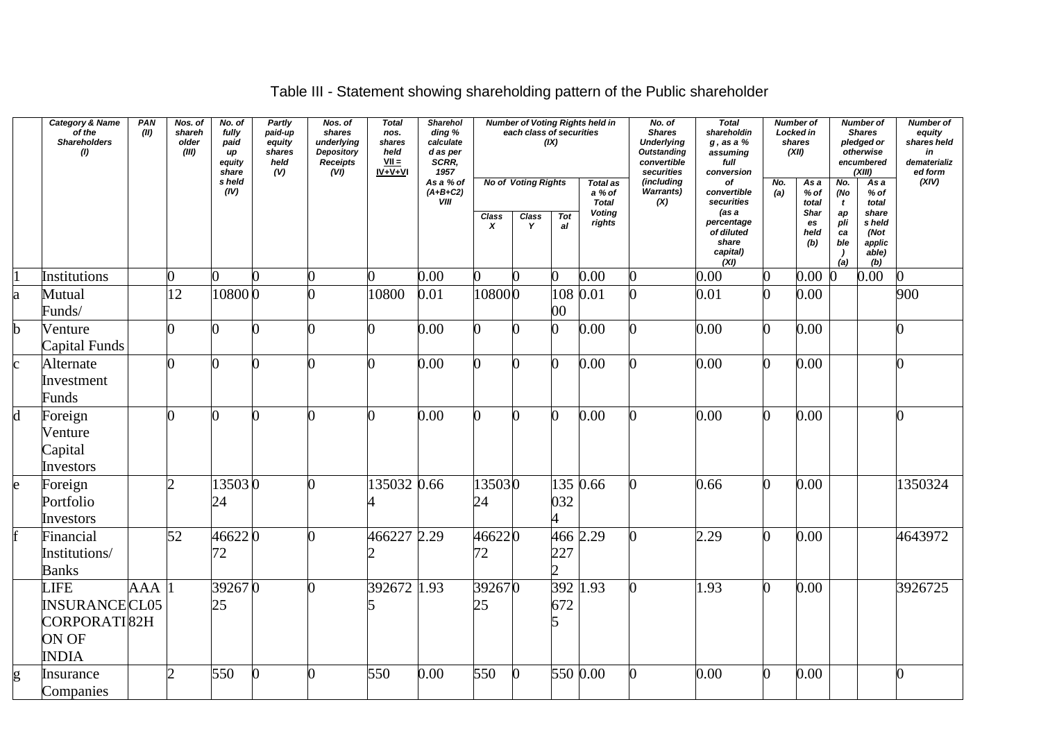# Table III - Statement showing shareholding pattern of the Public shareholder

| | Category & Name of the Shareholders (I) | PAN (II) | Nos. of shareholder (III) | No. of fully paid up equity shares held (IV) | Partly paid-up equity shares held (V) | Nos. of shares underlying Depository Receipts (VI) | Total nos. shares held VII = IV+V+VI | Shareholding % calculated as per SCRR, 1957 As a % of (A+B+C2) VIII | Number of Voting Rights held in each class of securities (IX) | | | | No. of Shares Underlying Outstanding convertible securities (including Warrants) (X) | Total shareholding, as a % assuming full conversion of convertible securities (as a percentage of diluted share capital) (XI) | Number of Locked in shares (XII) | | Number of Shares pledged or otherwise encumbered (XIII) | | Number of equity shares held in dematerialized form (XIV) |
|---|---|---|---|---|---|---|---|---|---|---|---|---|---|---|---|---|---|---|---|
| | | | | | | | | | No of Voting Rights | | | Total as a % of Total Voting rights | | | No. (a) | As a % of total Shares held (b) | No. (Not applicable) (a) | As a % of total shares held (Not applicable) (b) | |
| | | | | | | | | | Class X | Class Y | Total | | | | | | | | |
| 1 | Institutions | | 0 | 0 | 0 | 0 | 0 | 0.00 | 0 | 0 | 0 | 0.00 | 0 | 0.00 | 0 | 0.00 | 0 | 0.00 | 0 |
| a | Mutual Funds/ | | 12 | 10800 | 0 | 0 | 10800 | 0.01 | 10800 | 0 | 10800 | 0.01 | 0 | 0.01 | 0 | 0.00 | | | 900 |
| b | Venture Capital Funds | | 0 | 0 | 0 | 0 | 0 | 0.00 | 0 | 0 | 0 | 0.00 | 0 | 0.00 | 0 | 0.00 | | | 0 |
| c | Alternate Investment Funds | | 0 | 0 | 0 | 0 | 0 | 0.00 | 0 | 0 | 0 | 0.00 | 0 | 0.00 | 0 | 0.00 | | | 0 |
| d | Foreign Venture Capital Investors | | 0 | 0 | 0 | 0 | 0 | 0.00 | 0 | 0 | 0 | 0.00 | 0 | 0.00 | 0 | 0.00 | | | 0 |
| e | Foreign Portfolio Investors | | 2 | 1350324 | 0 | 0 | 1350324 | 0.66 | 1350324 | 0 | 1350324 | 0.66 | 0 | 0.66 | 0 | 0.00 | | | 1350324 |
| f | Financial Institutions/ Banks | | 52 | 4662272 | 0 | 0 | 4662272 | 2.29 | 4662272 | 0 | 4662272 | 2.29 | 0 | 2.29 | 0 | 0.00 | | | 4643972 |
| | LIFE INSURANCE CORPORATION OF INDIA | AAACL0582H | 1 | 3926725 | 0 | 0 | 3926725 | 1.93 | 3926725 | 0 | 3926725 | 1.93 | 0 | 1.93 | 0 | 0.00 | | | 3926725 |
| g | Insurance Companies | | 2 | 550 | 0 | 0 | 550 | 0.00 | 550 | 0 | 550 | 0.00 | 0 | 0.00 | 0 | 0.00 | | | 0 |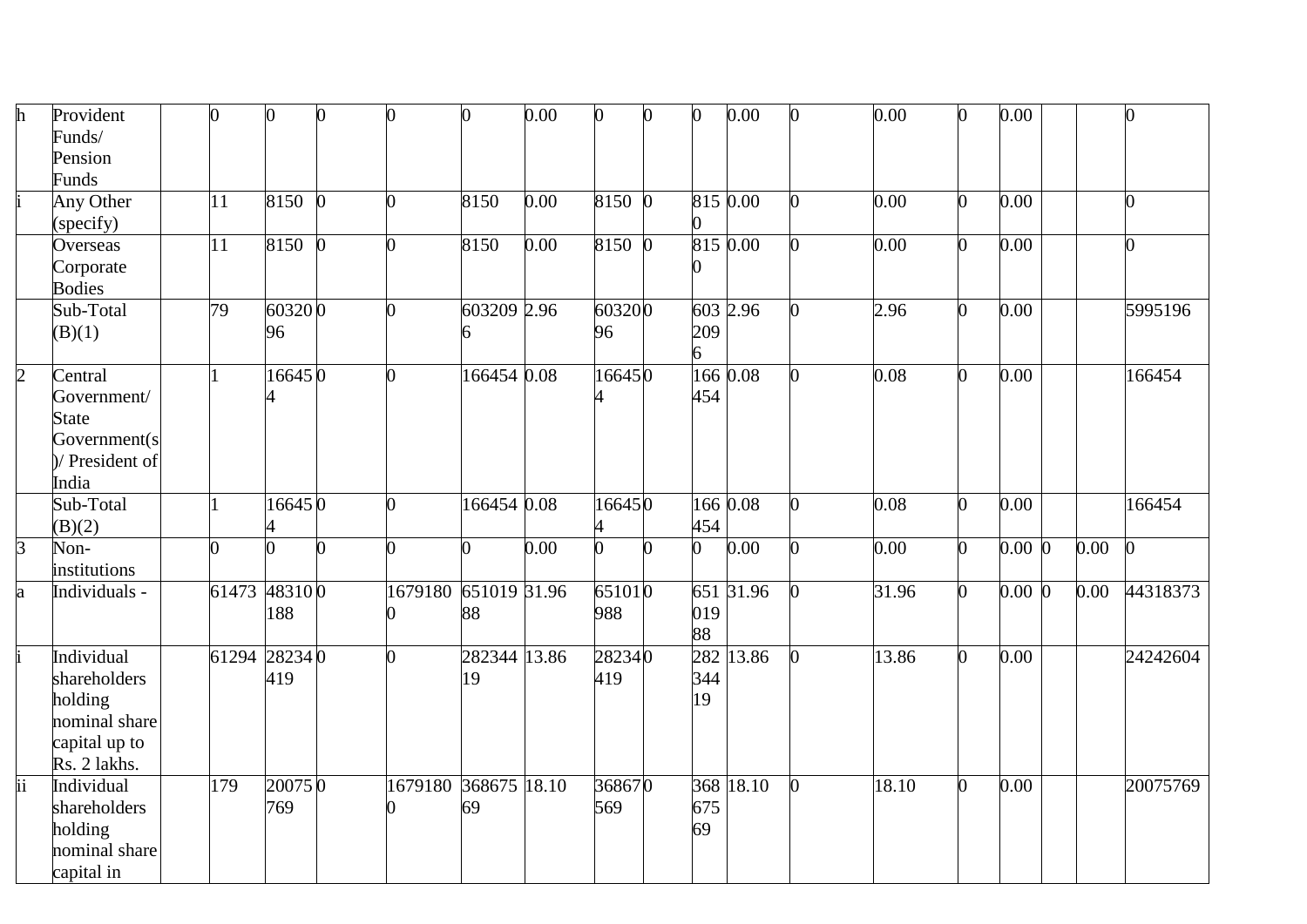| | | | | | | | | | | | | | | | | | | | |
|---|---|---|---|---|---|---|---|---|---|---|---|---|---|---|---|---|---|---|---|
| h | Provident Funds/ Pension Funds | | 0 | 0 | 0 | 0 | 0 | 0.00 | 0 | 0 | 0 | 0.00 | 0 | 0.00 | 0 | 0.00 | | | 0 |
| i | Any Other (specify) | | 11 | 8150 | 0 | 0 | 8150 | 0.00 | 8150 | 0 | 8150 | 0.00 | 0 | 0.00 | 0 | 0.00 | | | 0 |
| | Overseas Corporate Bodies | | 11 | 8150 | 0 | 0 | 8150 | 0.00 | 8150 | 0 | 8150 | 0.00 | 0 | 0.00 | 0 | 0.00 | | | 0 |
| | Sub-Total (B)(1) | | 79 | 6032096 | 0 | 0 | 6032096 | 2.96 | 6032096 | 0 | 6032096 | 2.96 | 0 | 2.96 | 0 | 0.00 | | | 5995196 |
| 2 | Central Government/ State Government(s)/ President of India | | 1 | 166454 | 0 | 0 | 166454 | 0.08 | 166454 | 0 | 166454 | 0.08 | 0 | 0.08 | 0 | 0.00 | | | 166454 |
| | Sub-Total (B)(2) | | 1 | 166454 | 0 | 0 | 166454 | 0.08 | 166454 | 0 | 166454 | 0.08 | 0 | 0.08 | 0 | 0.00 | | | 166454 |
| 3 | Non-institutions | | 0 | 0 | 0 | 0 | 0 | 0.00 | 0 | 0 | 0 | 0.00 | 0 | 0.00 | 0 | 0.00 | 0 | 0.00 | 0 |
| a | Individuals - | | 61473 | 48310188 | 0 | 16791800 | 65101988 | 31.96 | 65101988 | 0 | 65101988 | 31.96 | 0 | 31.96 | 0 | 0.00 | 0 | 0.00 | 44318373 |
| i | Individual shareholders holding nominal share capital up to Rs. 2 lakhs. | | 61294 | 28234419 | 0 | 0 | 28234419 | 13.86 | 28234419 | 0 | 28234419 | 13.86 | 0 | 13.86 | 0 | 0.00 | | | 24242604 |
| ii | Individual shareholders holding nominal share capital in | | 179 | 20075769 | 0 | 16791800 | 36867569 | 18.10 | 36867569 | 0 | 36867569 | 18.10 | 0 | 18.10 | 0 | 0.00 | | | 20075769 |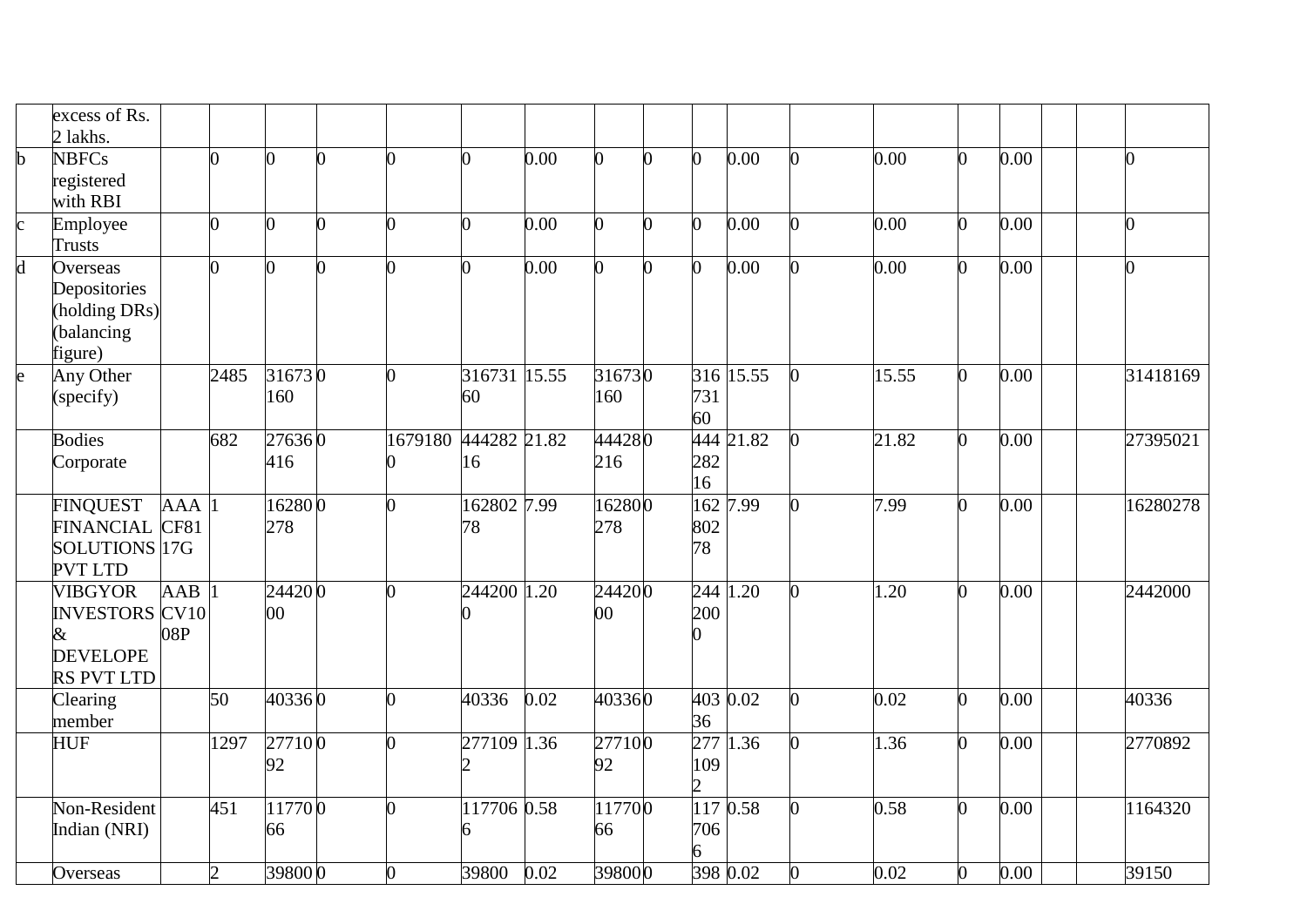| | excess of Rs. 2 lakhs. | | | | | | | | | | | | | | | | | | |
|---|---|---|---|---|---|---|---|---|---|---|---|---|---|---|---|---|---|---|---|
| b | NBFCs registered with RBI | | 0 | 0 | 0 | 0 | 0 | 0.00 | 0 | 0 | 0 | 0.00 | 0 | 0.00 | 0 | 0.00 | | | 0 |
| c | Employee Trusts | | 0 | 0 | 0 | 0 | 0 | 0.00 | 0 | 0 | 0 | 0.00 | 0 | 0.00 | 0 | 0.00 | | | 0 |
| d | Overseas Depositories (holding DRs) (balancing figure) | | 0 | 0 | 0 | 0 | 0 | 0.00 | 0 | 0 | 0 | 0.00 | 0 | 0.00 | 0 | 0.00 | | | 0 |
| e | Any Other (specify) | | 2485 | 31673160 | 0 | 0 | 31673160 | 15.55 | 31673160 | 0 | 31673160 | 15.55 | 0 | 15.55 | 0 | 0.00 | | | 31418169 |
| | Bodies Corporate | | 682 | 27636416 | 0 | 16791800 | 44428216 | 21.82 | 44428216 | 0 | 44428216 | 21.82 | 0 | 21.82 | 0 | 0.00 | | | 27395021 |
| | FINQUEST FINANCIAL SOLUTIONS PVT LTD | AAACF8117G | 1 | 16280278 | 0 | 0 | 16280278 | 7.99 | 16280278 | 0 | 16280278 | 7.99 | 0 | 7.99 | 0 | 0.00 | | | 16280278 |
| | VIBGYOR INVESTORS & DEVELOPERS PVT LTD | AABCV1008P | 1 | 2442000 | 0 | 0 | 2442000 | 1.20 | 2442000 | 0 | 2442000 | 1.20 | 0 | 1.20 | 0 | 0.00 | | | 2442000 |
| | Clearing member | | 50 | 40336 | 0 | 0 | 40336 | 0.02 | 40336 | 0 | 40336 | 0.02 | 0 | 0.02 | 0 | 0.00 | | | 40336 |
| | HUF | | 1297 | 2771092 | 0 | 0 | 2771092 | 1.36 | 2771092 | 0 | 2771092 | 1.36 | 0 | 1.36 | 0 | 0.00 | | | 2770892 |
| | Non-Resident Indian (NRI) | | 451 | 1177066 | 0 | 0 | 1177066 | 0.58 | 1177066 | 0 | 1177066 | 0.58 | 0 | 0.58 | 0 | 0.00 | | | 1164320 |
| | Overseas | | 2 | 39800 | 0 | 0 | 39800 | 0.02 | 39800 | 0 | 398 | 0.02 | 0 | 0.02 | 0 | 0.00 | | | 39150 |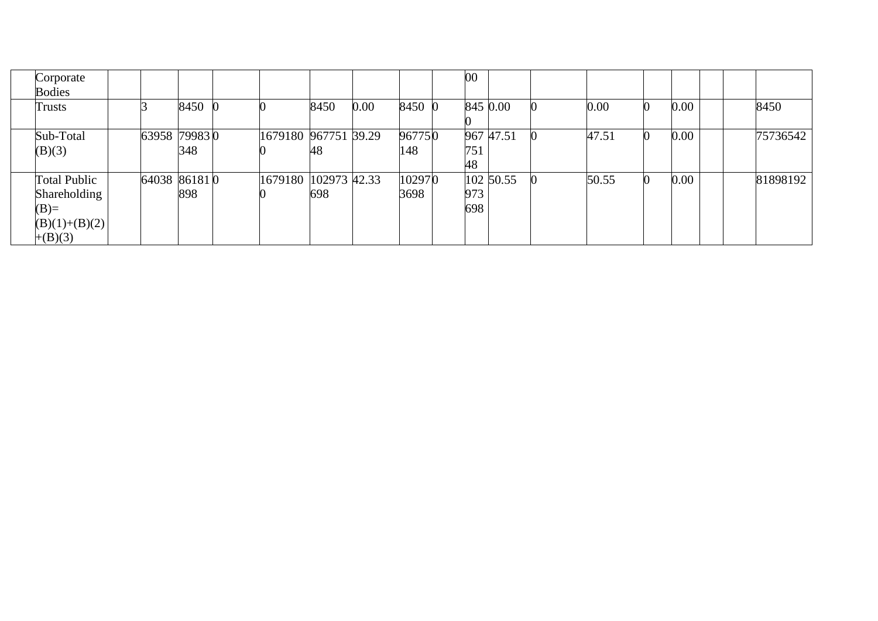| | Corporate Bodies | | | | | | | | | | 00 | | | | | | | | |
|---|---|---|---|---|---|---|---|---|---|---|---|---|---|---|---|---|---|---|---|
| | Trusts | | 3 | 8450 | 0 | 0 | 8450 | 0.00 | 8450 | 0 | 8450 | 0.00 | 0 | 0.00 | 0 | 0.00 | | | 8450 |
| | Sub-Total (B)(3) | | 63958 | 79983348 | 0 | 16791800 | 96775148 | 39.29 | 96775148 | 0 | 96775148 | 47.51 | 0 | 47.51 | 0 | 0.00 | | | 75736542 |
| | Total Public Shareholding (B)= (B)(1)+(B)(2)+(B)(3) | | 64038 | 86181898 | 0 | 16791800 | 102973698 | 42.33 | 102973698 | 0 | 102973698 | 50.55 | 0 | 50.55 | 0 | 0.00 | | | 81898192 |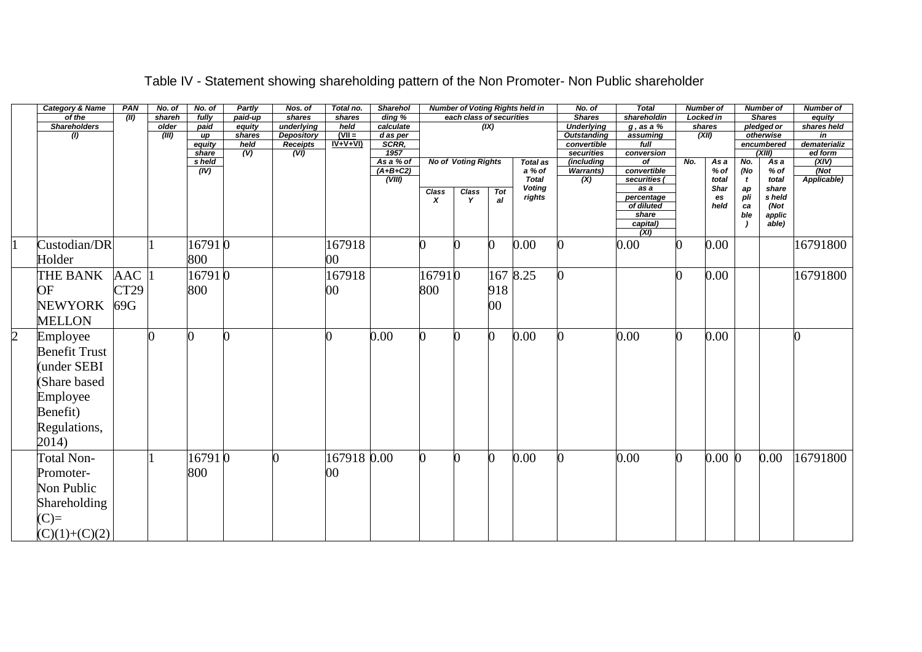# Table IV - Statement showing shareholding pattern of the Non Promoter- Non Public shareholder

| | Category & Name of the Shareholders (I) | PAN (II) | No. of shareholder (III) | No. of fully paid up equity shares held (IV) | Partly paid-up equity shares held (V) | Nos. of shares underlying Depository Receipts (VI) | Total no. shares held (VII = IV+V+VI) | Shareholding % calculated as per SCRR, 1957 As a % of (A+B+C2) (VIII) | Number of Voting Rights held in each class of securities (IX) | | | | No. of Shares Underlying Outstanding convertible securities (including Warrants) (X) | Total shareholding , as a % assuming full conversion of convertible securities ( as a percentage of diluted share capital) (XI) | Number of Locked in shares (XII) | | Number of Shares pledged or otherwise encumbered (XIII) | | Number of equity shares held in dematerialized form (XIV) (Not Applicable) |
|---|---|---|---|---|---|---|---|---|---|---|---|---|---|---|---|---|---|---|---|
| | | | | | | | | | No of Voting Rights | | | Total as a % of Total Voting rights | | | No. | As a % of total Shares held | No. (Not applicable) | As a % of total share s held (Not applicable) | |
| | | | | | | | | | Class X | Class Y | Total | | | | | | | | |
| 1 | Custodian/DR Holder | | 1 | 16791800 | 0 | | 16791800 | | 0 | 0 | 0 | 0.00 | 0 | 0.00 | 0 | 0.00 | | | 16791800 |
| | THE BANK OF NEWYORK MELLON | AACCT2969G | 1 | 16791800 | 0 | | 16791800 | | 16791800 | 0 | 16791800 | 8.25 | 0 | | 0 | 0.00 | | | 16791800 |
| 2 | Employee Benefit Trust (under SEBI (Share based Employee Benefit) Regulations, 2014) | | 0 | 0 | 0 | | 0 | 0.00 | 0 | 0 | 0 | 0.00 | 0 | 0.00 | 0 | 0.00 | | | 0 |
| | Total Non-Promoter- Non Public Shareholding (C)= (C)(1)+(C)(2) | | 1 | 16791800 | 0 | 0 | 16791800 | 0.00 | 0 | 0 | 0 | 0.00 | 0 | 0.00 | 0 | 0.00 | 0 | 0.00 | 16791800 |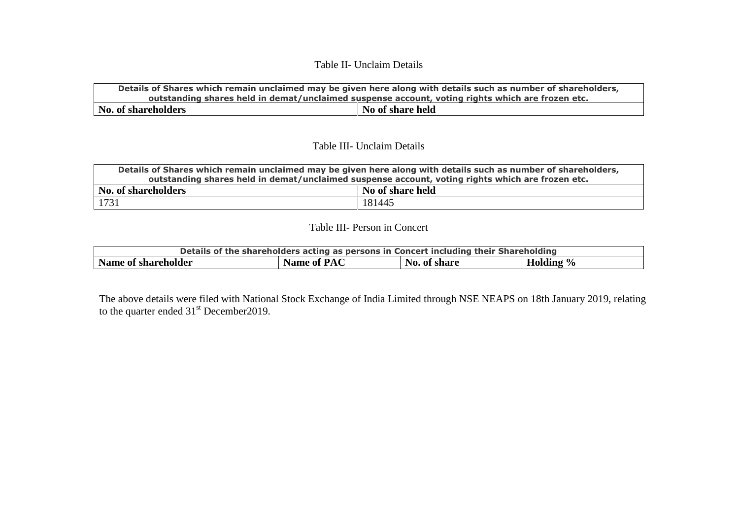Table II- Unclaim Details

| Details of Shares which remain unclaimed may be given here along with details such as number of shareholders, outstanding shares held in demat/unclaimed suspense account, voting rights which are frozen etc. | |
|---|---|
| **No. of shareholders** | **No of share held** |

Table III- Unclaim Details

| Details of Shares which remain unclaimed may be given here along with details such as number of shareholders, outstanding shares held in demat/unclaimed suspense account, voting rights which are frozen etc. | |
|---|---|
| **No. of shareholders** | **No of share held** |
| 1731 | 181445 |

Table III- Person in Concert

| Details of the shareholders acting as persons in Concert including their Shareholding | | | |
|---|---|---|---|
| **Name of shareholder** | **Name of PAC** | **No. of share** | **Holding %** |

The above details were filed with National Stock Exchange of India Limited through NSE NEAPS on 18th January 2019, relating to the quarter ended 31st December2019.